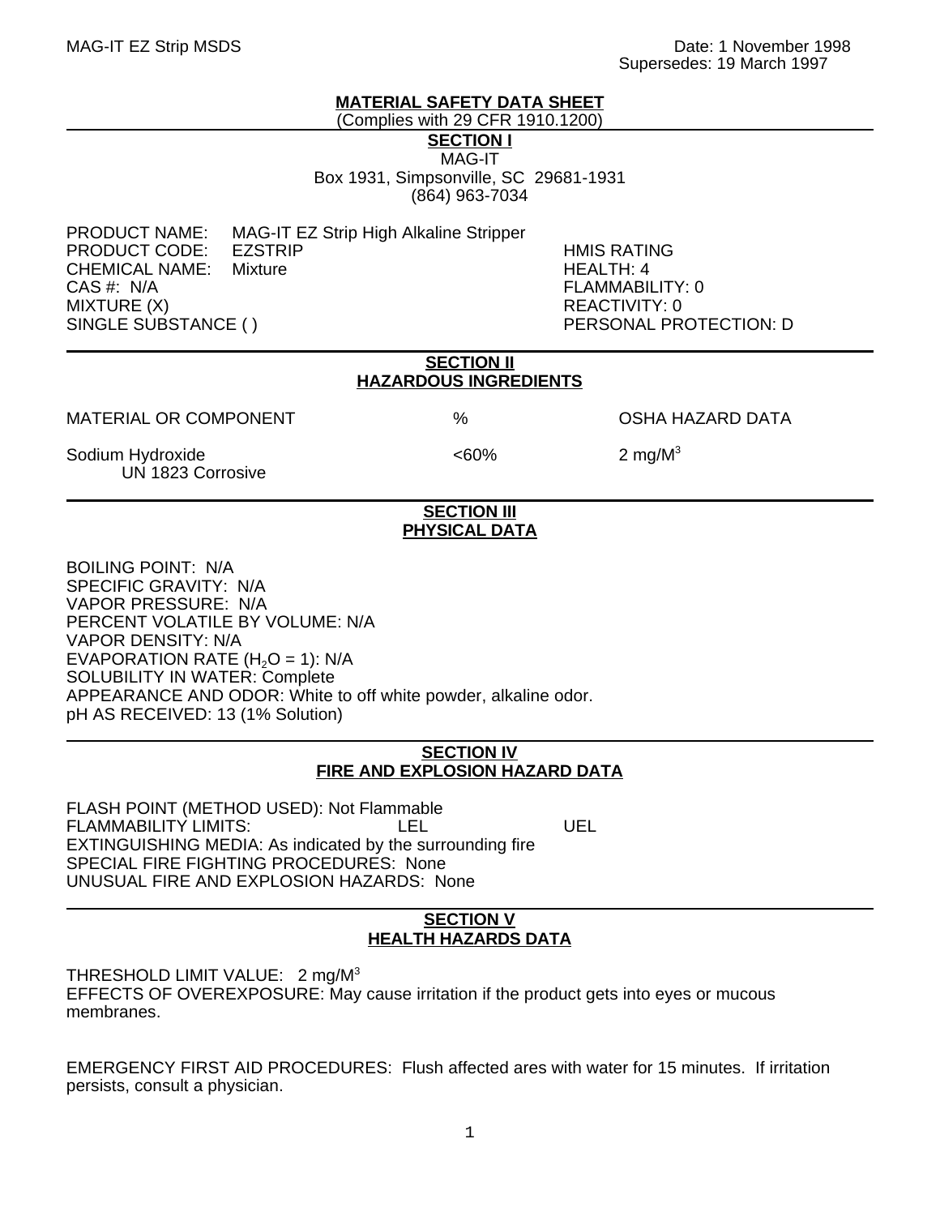MAG-IT EZ Strip MSDS

Date: 1 November 1998
Supersedes: 19 March 1997

# MATERIAL SAFETY DATA SHEET

(Complies with 29 CFR 1910.1200)

## SECTION I

MAG-IT
Box 1931, Simpsonville, SC 29681-1931
(864) 963-7034

PRODUCT NAME: MAG-IT EZ Strip High Alkaline Stripper
PRODUCT CODE: EZSTRIP
CHEMICAL NAME: Mixture
CAS #: N/A
MIXTURE (X)
SINGLE SUBSTANCE ( )

HMIS RATING
HEALTH: 4
FLAMMABILITY: 0
REACTIVITY: 0
PERSONAL PROTECTION: D

## SECTION II
## HAZARDOUS INGREDIENTS

| MATERIAL OR COMPONENT | % | OSHA HAZARD DATA |
|---|---|---|
| Sodium Hydroxide<br>UN 1823 Corrosive | <60% | 2 mg/M$^3$ |

## SECTION III
## PHYSICAL DATA

BOILING POINT: N/A
SPECIFIC GRAVITY: N/A
VAPOR PRESSURE: N/A
PERCENT VOLATILE BY VOLUME: N/A
VAPOR DENSITY: N/A
EVAPORATION RATE ($H_2O$ = 1): N/A
SOLUBILITY IN WATER: Complete
APPEARANCE AND ODOR: White to off white powder, alkaline odor.
pH AS RECEIVED: 13 (1% Solution)

## SECTION IV
## FIRE AND EXPLOSION HAZARD DATA

FLASH POINT (METHOD USED): Not Flammable
FLAMMABILITY LIMITS: LEL UEL
EXTINGUISHING MEDIA: As indicated by the surrounding fire
SPECIAL FIRE FIGHTING PROCEDURES: None
UNUSUAL FIRE AND EXPLOSION HAZARDS: None

## SECTION V
## HEALTH HAZARDS DATA

THRESHOLD LIMIT VALUE: 2 mg/M$^3$
EFFECTS OF OVEREXPOSURE: May cause irritation if the product gets into eyes or mucous membranes.

EMERGENCY FIRST AID PROCEDURES: Flush affected ares with water for 15 minutes. If irritation persists, consult a physician.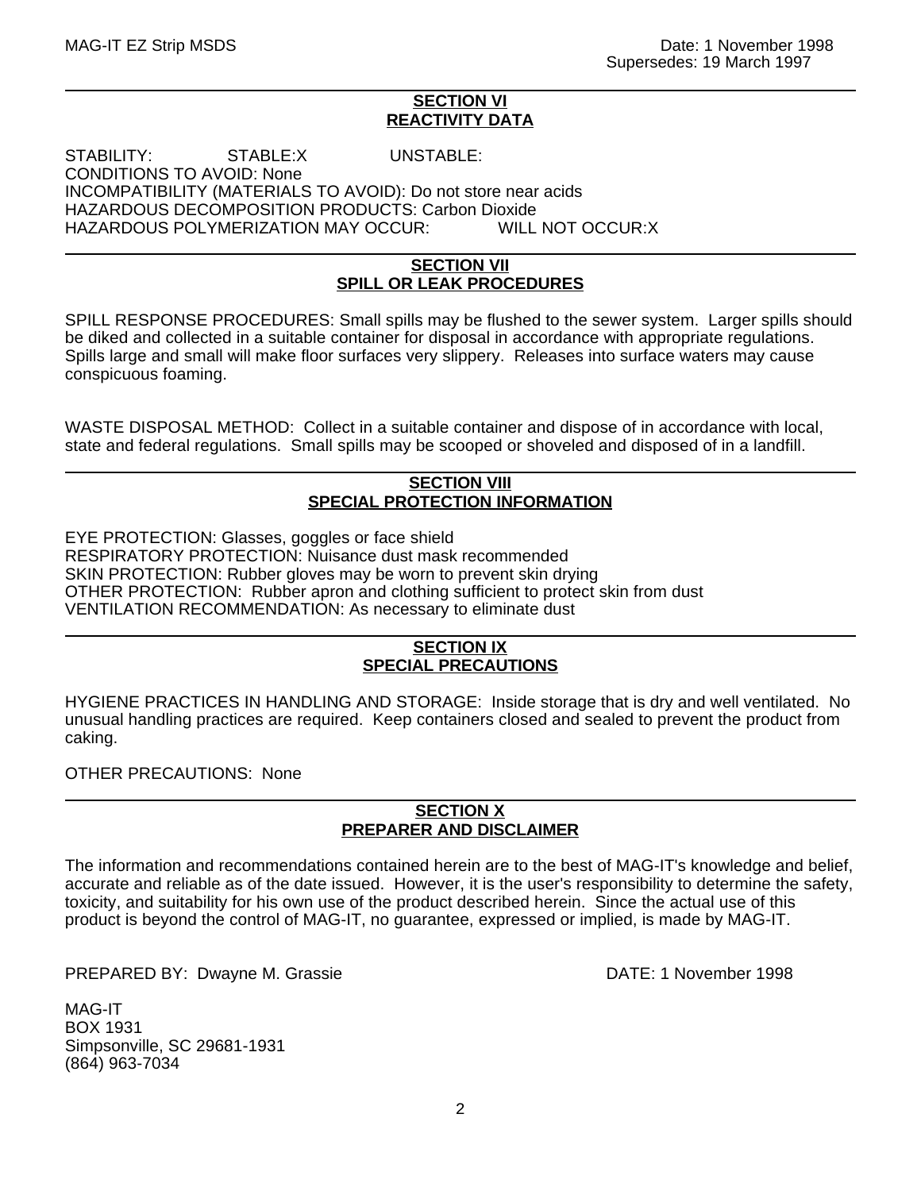## SECTION VI
## REACTIVITY DATA

STABILITY: STABLE:X UNSTABLE:
CONDITIONS TO AVOID: None
INCOMPATIBILITY (MATERIALS TO AVOID): Do not store near acids
HAZARDOUS DECOMPOSITION PRODUCTS: Carbon Dioxide
HAZARDOUS POLYMERIZATION MAY OCCUR: WILL NOT OCCUR:X

## SECTION VII
## SPILL OR LEAK PROCEDURES

SPILL RESPONSE PROCEDURES: Small spills may be flushed to the sewer system. Larger spills should be diked and collected in a suitable container for disposal in accordance with appropriate regulations. Spills large and small will make floor surfaces very slippery. Releases into surface waters may cause conspicuous foaming.

WASTE DISPOSAL METHOD: Collect in a suitable container and dispose of in accordance with local, state and federal regulations. Small spills may be scooped or shoveled and disposed of in a landfill.

## SECTION VIII
## SPECIAL PROTECTION INFORMATION

EYE PROTECTION: Glasses, goggles or face shield
RESPIRATORY PROTECTION: Nuisance dust mask recommended
SKIN PROTECTION: Rubber gloves may be worn to prevent skin drying
OTHER PROTECTION: Rubber apron and clothing sufficient to protect skin from dust
VENTILATION RECOMMENDATION: As necessary to eliminate dust

## SECTION IX
## SPECIAL PRECAUTIONS

HYGIENE PRACTICES IN HANDLING AND STORAGE: Inside storage that is dry and well ventilated. No unusual handling practices are required. Keep containers closed and sealed to prevent the product from caking.

OTHER PRECAUTIONS: None

## SECTION X
## PREPARER AND DISCLAIMER

The information and recommendations contained herein are to the best of MAG-IT's knowledge and belief, accurate and reliable as of the date issued. However, it is the user's responsibility to determine the safety, toxicity, and suitability for his own use of the product described herein. Since the actual use of this product is beyond the control of MAG-IT, no guarantee, expressed or implied, is made by MAG-IT.

PREPARED BY: Dwayne M. Grassie DATE: 1 November 1998

MAG-IT
BOX 1931
Simpsonville, SC 29681-1931
(864) 963-7034